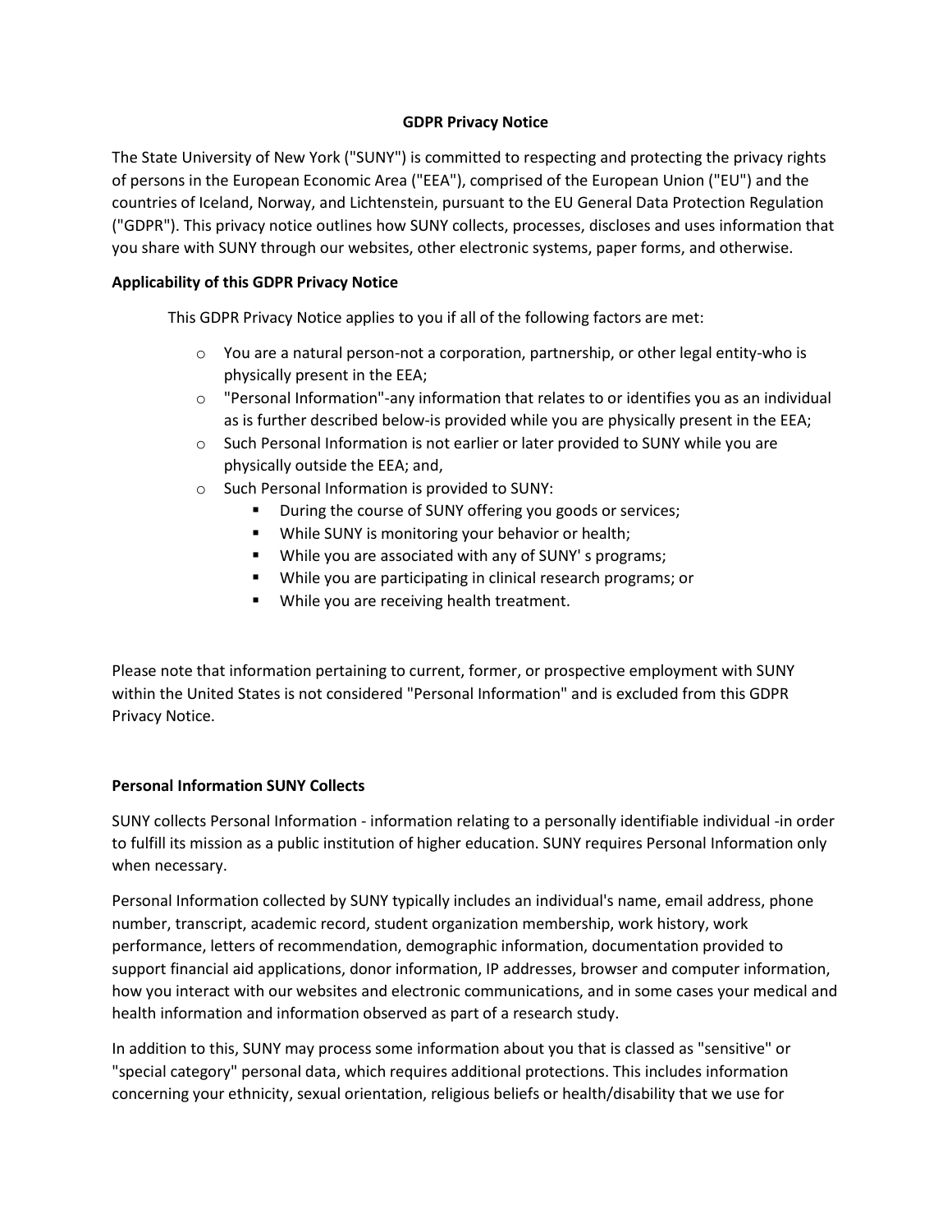# GDPR Privacy Notice

The State University of New York ("SUNY") is committed to respecting and protecting the privacy rights of persons in the European Economic Area ("EEA"), comprised of the European Union ("EU") and the countries of Iceland, Norway, and Lichtenstein, pursuant to the EU General Data Protection Regulation ("GDPR"). This privacy notice outlines how SUNY collects, processes, discloses and uses information that you share with SUNY through our websites, other electronic systems, paper forms, and otherwise.

## Applicability of this GDPR Privacy Notice

This GDPR Privacy Notice applies to you if all of the following factors are met:

- You are a natural person-not a corporation, partnership, or other legal entity-who is physically present in the EEA;
- "Personal Information"-any information that relates to or identifies you as an individual as is further described below-is provided while you are physically present in the EEA;
- Such Personal Information is not earlier or later provided to SUNY while you are physically outside the EEA; and,
- Such Personal Information is provided to SUNY:
  - During the course of SUNY offering you goods or services;
  - While SUNY is monitoring your behavior or health;
  - While you are associated with any of SUNY' s programs;
  - While you are participating in clinical research programs; or
  - While you are receiving health treatment.

Please note that information pertaining to current, former, or prospective employment with SUNY within the United States is not considered "Personal Information" and is excluded from this GDPR Privacy Notice.

## Personal Information SUNY Collects

SUNY collects Personal Information - information relating to a personally identifiable individual -in order to fulfill its mission as a public institution of higher education. SUNY requires Personal Information only when necessary.

Personal Information collected by SUNY typically includes an individual's name, email address, phone number, transcript, academic record, student organization membership, work history, work performance, letters of recommendation, demographic information, documentation provided to support financial aid applications, donor information, IP addresses, browser and computer information, how you interact with our websites and electronic communications, and in some cases your medical and health information and information observed as part of a research study.

In addition to this, SUNY may process some information about you that is classed as "sensitive" or "special category" personal data, which requires additional protections. This includes information concerning your ethnicity, sexual orientation, religious beliefs or health/disability that we use for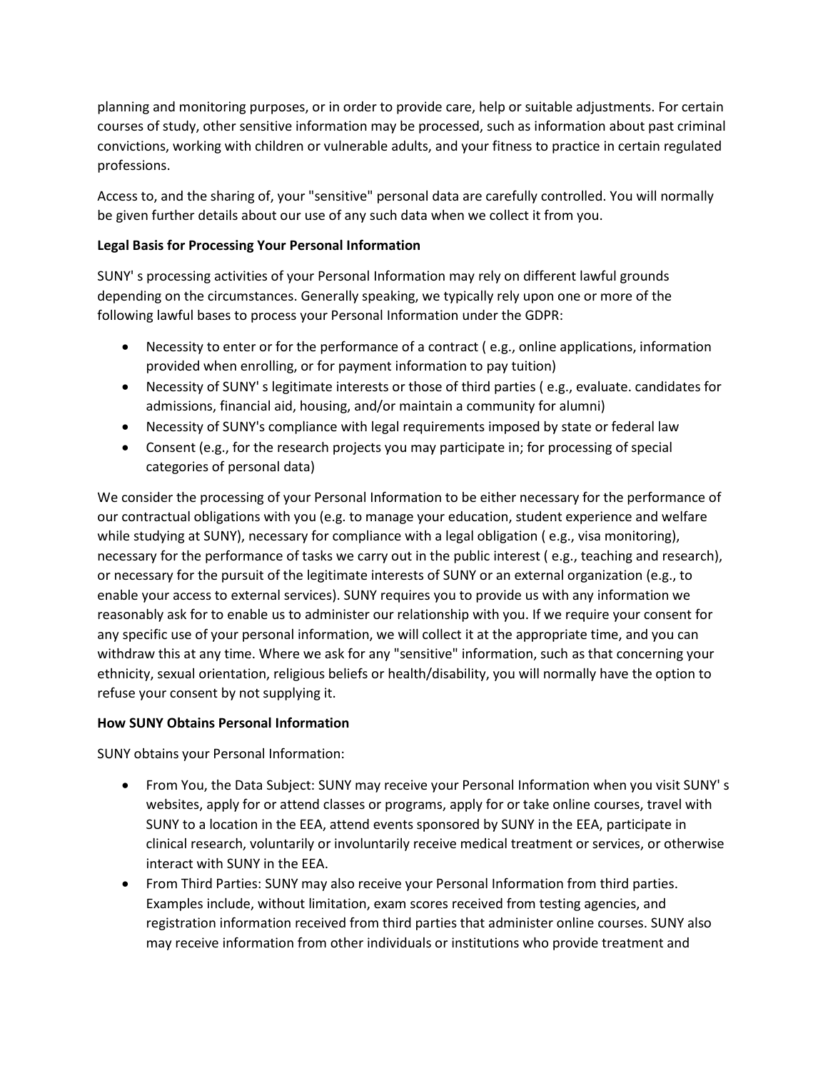planning and monitoring purposes, or in order to provide care, help or suitable adjustments. For certain courses of study, other sensitive information may be processed, such as information about past criminal convictions, working with children or vulnerable adults, and your fitness to practice in certain regulated professions.

Access to, and the sharing of, your "sensitive" personal data are carefully controlled. You will normally be given further details about our use of any such data when we collect it from you.

**Legal Basis for Processing Your Personal Information**

SUNY' s processing activities of your Personal Information may rely on different lawful grounds depending on the circumstances. Generally speaking, we typically rely upon one or more of the following lawful bases to process your Personal Information under the GDPR:

- Necessity to enter or for the performance of a contract ( e.g., online applications, information provided when enrolling, or for payment information to pay tuition)
- Necessity of SUNY' s legitimate interests or those of third parties ( e.g., evaluate. candidates for admissions, financial aid, housing, and/or maintain a community for alumni)
- Necessity of SUNY's compliance with legal requirements imposed by state or federal law
- Consent (e.g., for the research projects you may participate in; for processing of special categories of personal data)

We consider the processing of your Personal Information to be either necessary for the performance of our contractual obligations with you (e.g. to manage your education, student experience and welfare while studying at SUNY), necessary for compliance with a legal obligation ( e.g., visa monitoring), necessary for the performance of tasks we carry out in the public interest ( e.g., teaching and research), or necessary for the pursuit of the legitimate interests of SUNY or an external organization (e.g., to enable your access to external services). SUNY requires you to provide us with any information we reasonably ask for to enable us to administer our relationship with you. If we require your consent for any specific use of your personal information, we will collect it at the appropriate time, and you can withdraw this at any time. Where we ask for any "sensitive" information, such as that concerning your ethnicity, sexual orientation, religious beliefs or health/disability, you will normally have the option to refuse your consent by not supplying it.

**How SUNY Obtains Personal Information**

SUNY obtains your Personal Information:

- From You, the Data Subject: SUNY may receive your Personal Information when you visit SUNY' s websites, apply for or attend classes or programs, apply for or take online courses, travel with SUNY to a location in the EEA, attend events sponsored by SUNY in the EEA, participate in clinical research, voluntarily or involuntarily receive medical treatment or services, or otherwise interact with SUNY in the EEA.
- From Third Parties: SUNY may also receive your Personal Information from third parties. Examples include, without limitation, exam scores received from testing agencies, and registration information received from third parties that administer online courses. SUNY also may receive information from other individuals or institutions who provide treatment and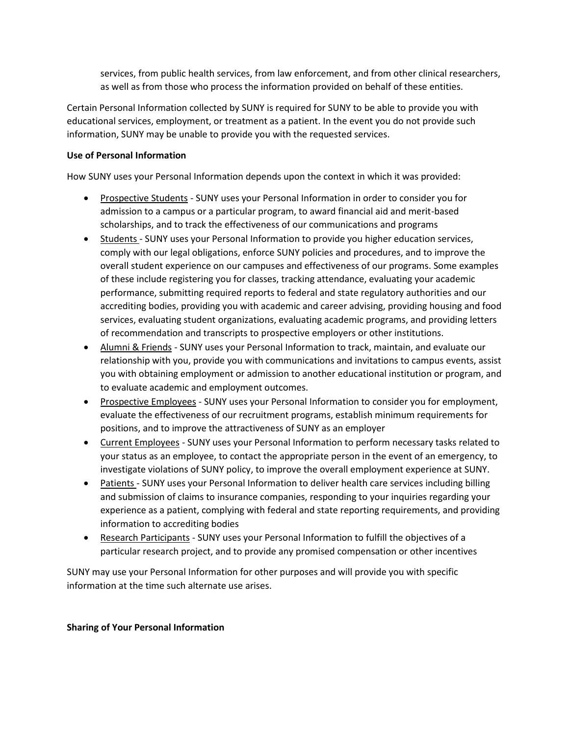services, from public health services, from law enforcement, and from other clinical researchers, as well as from those who process the information provided on behalf of these entities.

Certain Personal Information collected by SUNY is required for SUNY to be able to provide you with educational services, employment, or treatment as a patient. In the event you do not provide such information, SUNY may be unable to provide you with the requested services.

**Use of Personal Information**

How SUNY uses your Personal Information depends upon the context in which it was provided:

- Prospective Students - SUNY uses your Personal Information in order to consider you for admission to a campus or a particular program, to award financial aid and merit-based scholarships, and to track the effectiveness of our communications and programs
- Students - SUNY uses your Personal Information to provide you higher education services, comply with our legal obligations, enforce SUNY policies and procedures, and to improve the overall student experience on our campuses and effectiveness of our programs. Some examples of these include registering you for classes, tracking attendance, evaluating your academic performance, submitting required reports to federal and state regulatory authorities and our accrediting bodies, providing you with academic and career advising, providing housing and food services, evaluating student organizations, evaluating academic programs, and providing letters of recommendation and transcripts to prospective employers or other institutions.
- Alumni & Friends - SUNY uses your Personal Information to track, maintain, and evaluate our relationship with you, provide you with communications and invitations to campus events, assist you with obtaining employment or admission to another educational institution or program, and to evaluate academic and employment outcomes.
- Prospective Employees - SUNY uses your Personal Information to consider you for employment, evaluate the effectiveness of our recruitment programs, establish minimum requirements for positions, and to improve the attractiveness of SUNY as an employer
- Current Employees - SUNY uses your Personal Information to perform necessary tasks related to your status as an employee, to contact the appropriate person in the event of an emergency, to investigate violations of SUNY policy, to improve the overall employment experience at SUNY.
- Patients - SUNY uses your Personal Information to deliver health care services including billing and submission of claims to insurance companies, responding to your inquiries regarding your experience as a patient, complying with federal and state reporting requirements, and providing information to accrediting bodies
- Research Participants - SUNY uses your Personal Information to fulfill the objectives of a particular research project, and to provide any promised compensation or other incentives

SUNY may use your Personal Information for other purposes and will provide you with specific information at the time such alternate use arises.

**Sharing of Your Personal Information**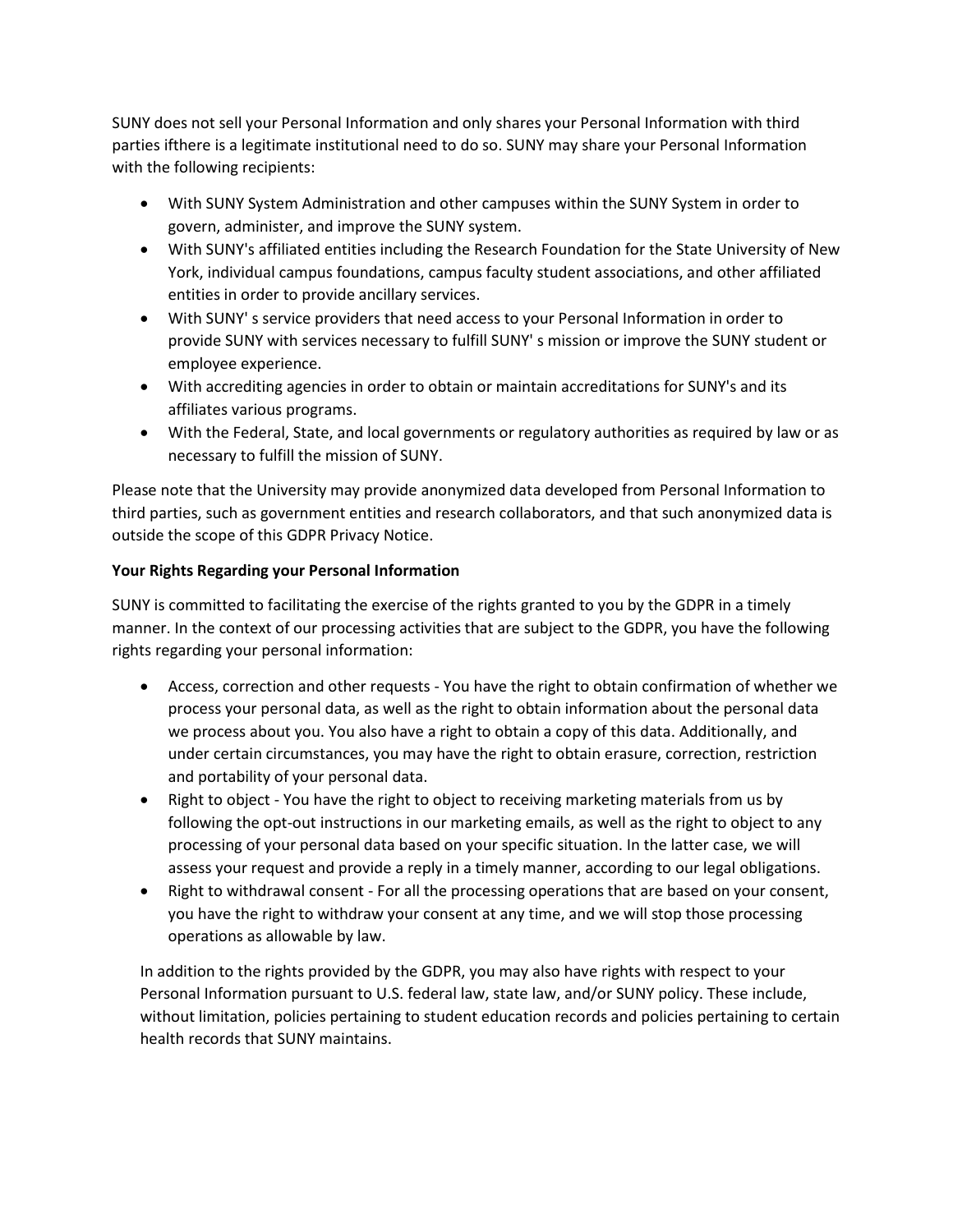SUNY does not sell your Personal Information and only shares your Personal Information with third parties ifthere is a legitimate institutional need to do so. SUNY may share your Personal Information with the following recipients:

- With SUNY System Administration and other campuses within the SUNY System in order to govern, administer, and improve the SUNY system.
- With SUNY's affiliated entities including the Research Foundation for the State University of New York, individual campus foundations, campus faculty student associations, and other affiliated entities in order to provide ancillary services.
- With SUNY' s service providers that need access to your Personal Information in order to provide SUNY with services necessary to fulfill SUNY' s mission or improve the SUNY student or employee experience.
- With accrediting agencies in order to obtain or maintain accreditations for SUNY's and its affiliates various programs.
- With the Federal, State, and local governments or regulatory authorities as required by law or as necessary to fulfill the mission of SUNY.

Please note that the University may provide anonymized data developed from Personal Information to third parties, such as government entities and research collaborators, and that such anonymized data is outside the scope of this GDPR Privacy Notice.

**Your Rights Regarding your Personal Information**

SUNY is committed to facilitating the exercise of the rights granted to you by the GDPR in a timely manner. In the context of our processing activities that are subject to the GDPR, you have the following rights regarding your personal information:

- Access, correction and other requests - You have the right to obtain confirmation of whether we process your personal data, as well as the right to obtain information about the personal data we process about you. You also have a right to obtain a copy of this data. Additionally, and under certain circumstances, you may have the right to obtain erasure, correction, restriction and portability of your personal data.
- Right to object - You have the right to object to receiving marketing materials from us by following the opt-out instructions in our marketing emails, as well as the right to object to any processing of your personal data based on your specific situation. In the latter case, we will assess your request and provide a reply in a timely manner, according to our legal obligations.
- Right to withdrawal consent - For all the processing operations that are based on your consent, you have the right to withdraw your consent at any time, and we will stop those processing operations as allowable by law.

In addition to the rights provided by the GDPR, you may also have rights with respect to your Personal Information pursuant to U.S. federal law, state law, and/or SUNY policy. These include, without limitation, policies pertaining to student education records and policies pertaining to certain health records that SUNY maintains.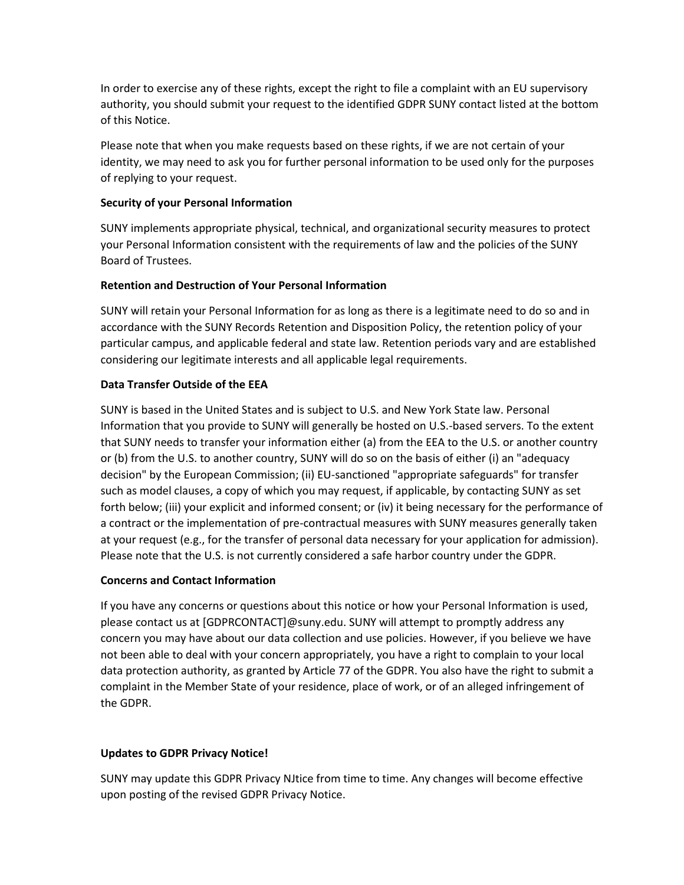In order to exercise any of these rights, except the right to file a complaint with an EU supervisory authority, you should submit your request to the identified GDPR SUNY contact listed at the bottom of this Notice.

Please note that when you make requests based on these rights, if we are not certain of your identity, we may need to ask you for further personal information to be used only for the purposes of replying to your request.

**Security of your Personal Information**

SUNY implements appropriate physical, technical, and organizational security measures to protect your Personal Information consistent with the requirements of law and the policies of the SUNY Board of Trustees.

**Retention and Destruction of Your Personal Information**

SUNY will retain your Personal Information for as long as there is a legitimate need to do so and in accordance with the SUNY Records Retention and Disposition Policy, the retention policy of your particular campus, and applicable federal and state law. Retention periods vary and are established considering our legitimate interests and all applicable legal requirements.

**Data Transfer Outside of the EEA**

SUNY is based in the United States and is subject to U.S. and New York State law. Personal Information that you provide to SUNY will generally be hosted on U.S.-based servers. To the extent that SUNY needs to transfer your information either (a) from the EEA to the U.S. or another country or (b) from the U.S. to another country, SUNY will do so on the basis of either (i) an "adequacy decision" by the European Commission; (ii) EU-sanctioned "appropriate safeguards" for transfer such as model clauses, a copy of which you may request, if applicable, by contacting SUNY as set forth below; (iii) your explicit and informed consent; or (iv) it being necessary for the performance of a contract or the implementation of pre-contractual measures with SUNY measures generally taken at your request (e.g., for the transfer of personal data necessary for your application for admission). Please note that the U.S. is not currently considered a safe harbor country under the GDPR.

**Concerns and Contact Information**

If you have any concerns or questions about this notice or how your Personal Information is used, please contact us at [GDPRCONTACT]@suny.edu. SUNY will attempt to promptly address any concern you may have about our data collection and use policies. However, if you believe we have not been able to deal with your concern appropriately, you have a right to complain to your local data protection authority, as granted by Article 77 of the GDPR. You also have the right to submit a complaint in the Member State of your residence, place of work, or of an alleged infringement of the GDPR.

**Updates to GDPR Privacy Notice!**

SUNY may update this GDPR Privacy NJtice from time to time. Any changes will become effective upon posting of the revised GDPR Privacy Notice.